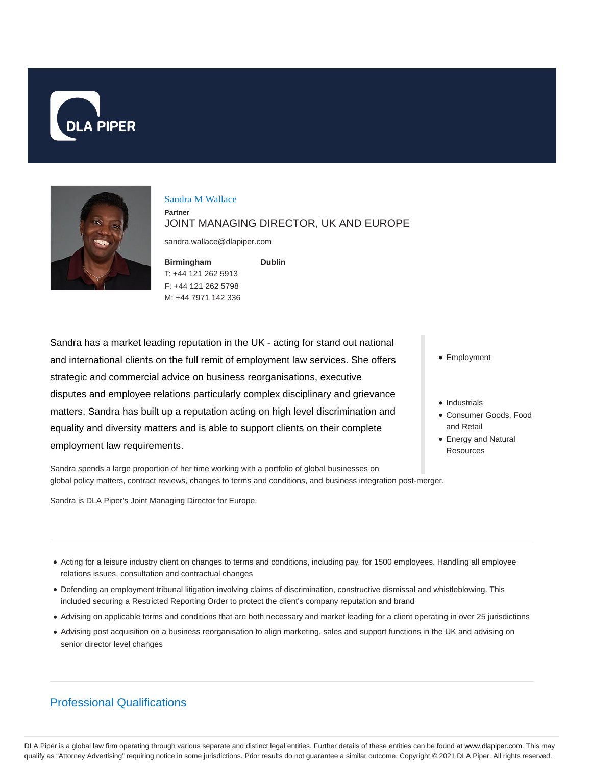DLA PIPER

# Sandra M Wallace

**Partner**

JOINT MANAGING DIRECTOR, UK AND EUROPE

sandra.wallace@dlapiper.com

**Birmingham**

T: +44 121 262 5913

F: +44 121 262 5798

M: +44 7971 142 336

**Dublin**

Sandra has a market leading reputation in the UK - acting for stand out national and international clients on the full remit of employment law services. She offers strategic and commercial advice on business reorganisations, executive disputes and employee relations particularly complex disciplinary and grievance matters. Sandra has built up a reputation acting on high level discrimination and equality and diversity matters and is able to support clients on their complete employment law requirements.

- Employment

- Industrials
- Consumer Goods, Food and Retail
- Energy and Natural Resources

Sandra spends a large proportion of her time working with a portfolio of global businesses on global policy matters, contract reviews, changes to terms and conditions, and business integration post-merger.

Sandra is DLA Piper's Joint Managing Director for Europe.

- Acting for a leisure industry client on changes to terms and conditions, including pay, for 1500 employees. Handling all employee relations issues, consultation and contractual changes
- Defending an employment tribunal litigation involving claims of discrimination, constructive dismissal and whistleblowing. This included securing a Restricted Reporting Order to protect the client's company reputation and brand
- Advising on applicable terms and conditions that are both necessary and market leading for a client operating in over 25 jurisdictions
- Advising post acquisition on a business reorganisation to align marketing, sales and support functions in the UK and advising on senior director level changes

## Professional Qualifications

DLA Piper is a global law firm operating through various separate and distinct legal entities. Further details of these entities can be found at www.dlapiper.com. This may qualify as "Attorney Advertising" requiring notice in some jurisdictions. Prior results do not guarantee a similar outcome. Copyright © 2021 DLA Piper. All rights reserved.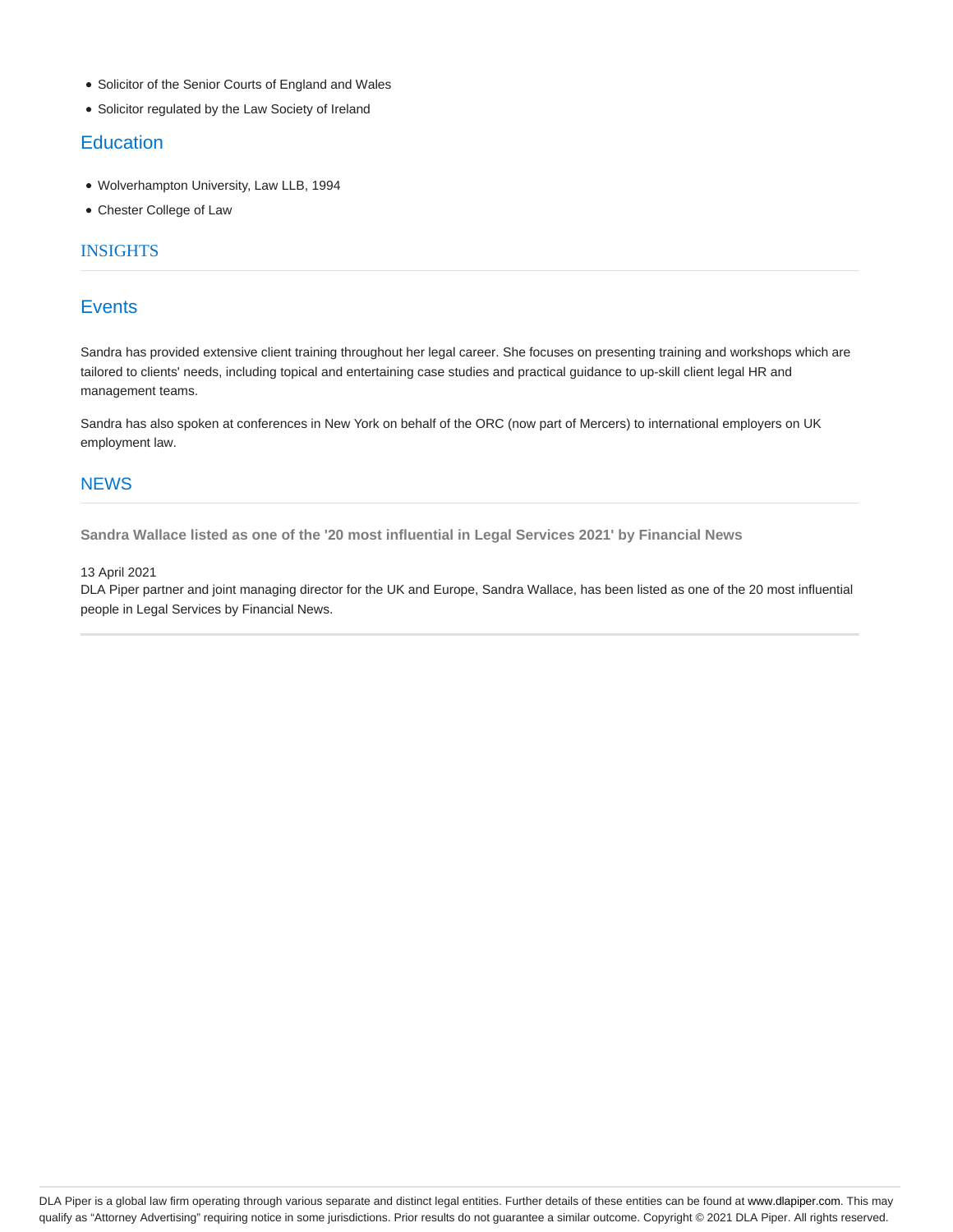- Solicitor of the Senior Courts of England and Wales
- Solicitor regulated by the Law Society of Ireland

## Education

- Wolverhampton University, Law LLB, 1994
- Chester College of Law

## INSIGHTS

## Events

Sandra has provided extensive client training throughout her legal career. She focuses on presenting training and workshops which are tailored to clients' needs, including topical and entertaining case studies and practical guidance to up-skill client legal HR and management teams.

Sandra has also spoken at conferences in New York on behalf of the ORC (now part of Mercers) to international employers on UK employment law.

## NEWS

**Sandra Wallace listed as one of the '20 most influential in Legal Services 2021' by Financial News**

13 April 2021
DLA Piper partner and joint managing director for the UK and Europe, Sandra Wallace, has been listed as one of the 20 most influential people in Legal Services by Financial News.

DLA Piper is a global law firm operating through various separate and distinct legal entities. Further details of these entities can be found at www.dlapiper.com. This may qualify as "Attorney Advertising" requiring notice in some jurisdictions. Prior results do not guarantee a similar outcome. Copyright © 2021 DLA Piper. All rights reserved.